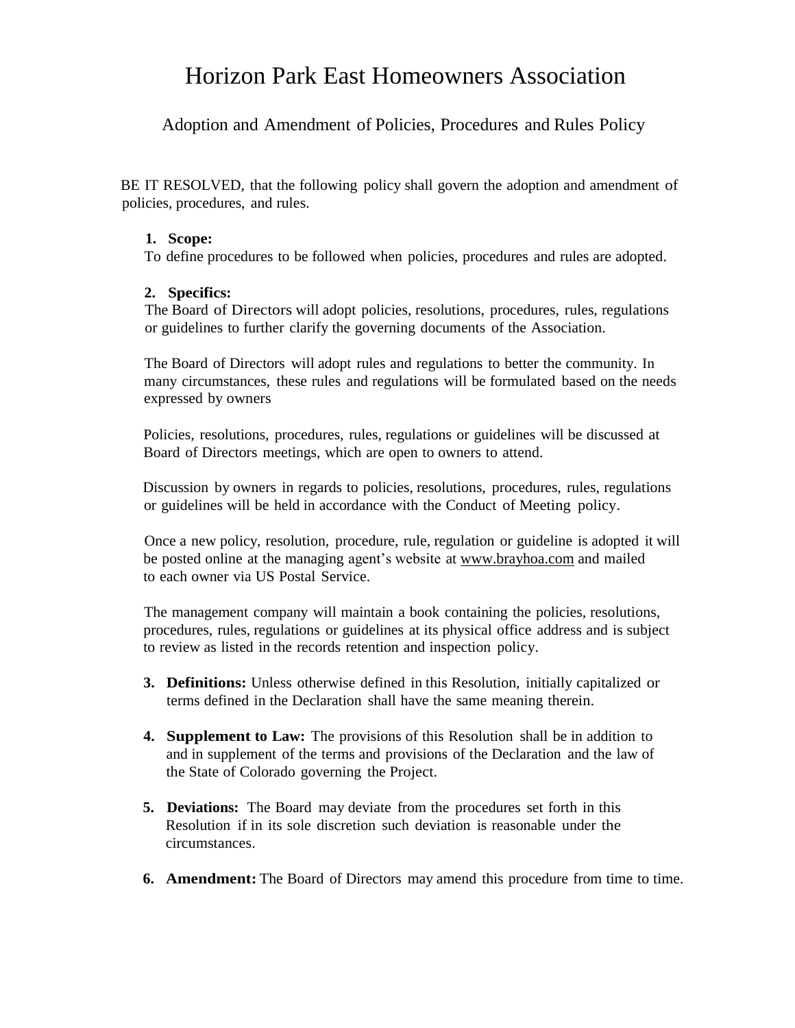# Horizon Park East Homeowners Association

## Adoption and Amendment of Policies, Procedures and Rules Policy

BE IT RESOLVED, that the following policy shall govern the adoption and amendment of policies, procedures, and rules.

1. **Scope:**
   To define procedures to be followed when policies, procedures and rules are adopted.

2. **Specifics:**
   The Board of Directors will adopt policies, resolutions, procedures, rules, regulations or guidelines to further clarify the governing documents of the Association.

   The Board of Directors will adopt rules and regulations to better the community. In many circumstances, these rules and regulations will be formulated based on the needs expressed by owners

   Policies, resolutions, procedures, rules, regulations or guidelines will be discussed at Board of Directors meetings, which are open to owners to attend.

   Discussion by owners in regards to policies, resolutions, procedures, rules, regulations or guidelines will be held in accordance with the Conduct of Meeting policy.

   Once a new policy, resolution, procedure, rule, regulation or guideline is adopted it will be posted online at the managing agent's website at www.brayhoa.com and mailed to each owner via US Postal Service.

   The management company will maintain a book containing the policies, resolutions, procedures, rules, regulations or guidelines at its physical office address and is subject to review as listed in the records retention and inspection policy.

3. **Definitions:** Unless otherwise defined in this Resolution, initially capitalized or terms defined in the Declaration shall have the same meaning therein.

4. **Supplement to Law:** The provisions of this Resolution shall be in addition to and in supplement of the terms and provisions of the Declaration and the law of the State of Colorado governing the Project.

5. **Deviations:** The Board may deviate from the procedures set forth in this Resolution if in its sole discretion such deviation is reasonable under the circumstances.

6. **Amendment:** The Board of Directors may amend this procedure from time to time.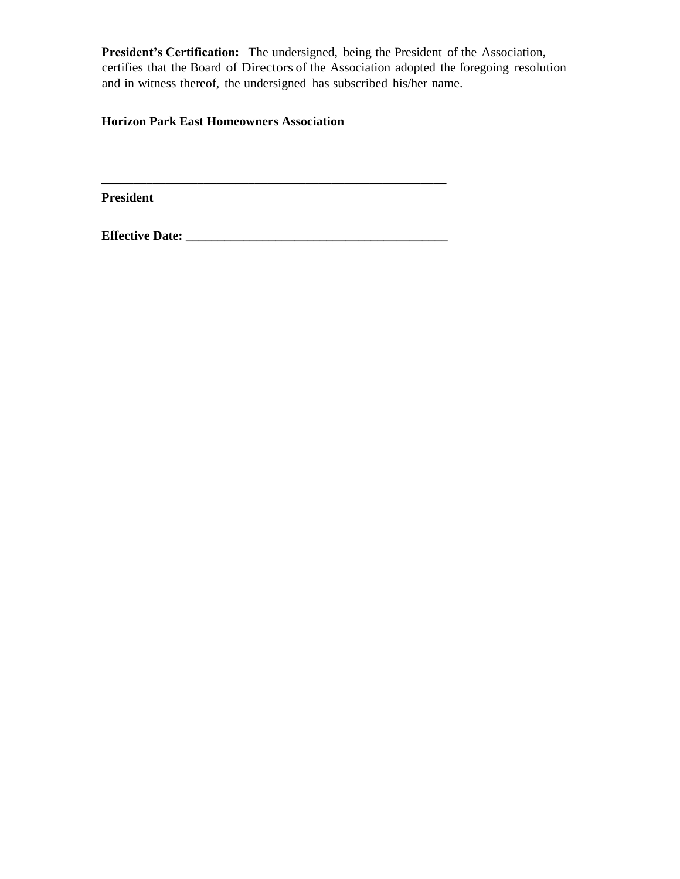**President's Certification:** The undersigned, being the President of the Association, certifies that the Board of Directors of the Association adopted the foregoing resolution and in witness thereof, the undersigned has subscribed his/her name.

**Horizon Park East Homeowners Association**

**______________________________________________________**

**President**

**Effective Date: ________________________________________**